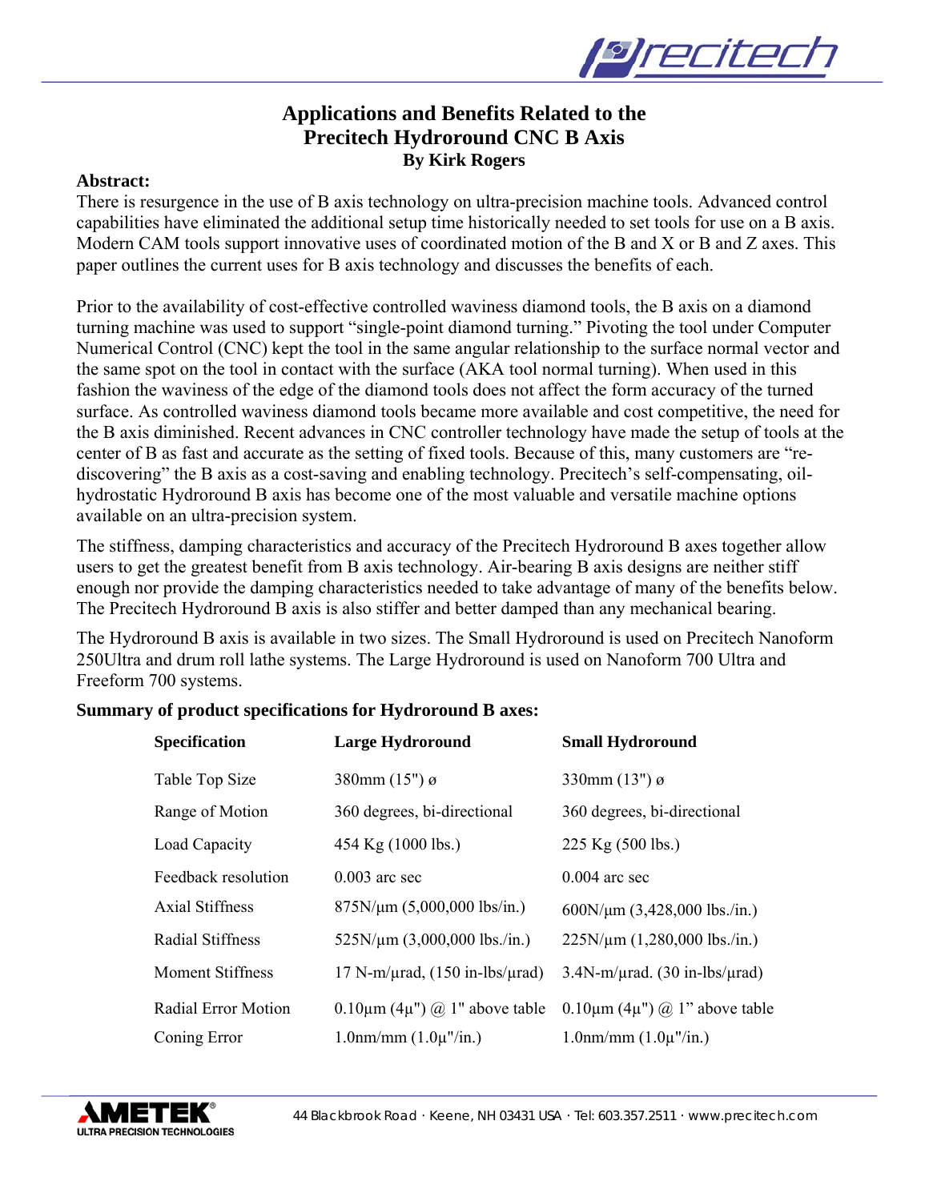# Applications and Benefits Related to the Precitech Hydroround CNC B Axis

**By Kirk Rogers**

**Abstract:**

There is resurgence in the use of B axis technology on ultra-precision machine tools. Advanced control capabilities have eliminated the additional setup time historically needed to set tools for use on a B axis. Modern CAM tools support innovative uses of coordinated motion of the B and X or B and Z axes. This paper outlines the current uses for B axis technology and discusses the benefits of each.

Prior to the availability of cost-effective controlled waviness diamond tools, the B axis on a diamond turning machine was used to support "single-point diamond turning." Pivoting the tool under Computer Numerical Control (CNC) kept the tool in the same angular relationship to the surface normal vector and the same spot on the tool in contact with the surface (AKA tool normal turning). When used in this fashion the waviness of the edge of the diamond tools does not affect the form accuracy of the turned surface. As controlled waviness diamond tools became more available and cost competitive, the need for the B axis diminished. Recent advances in CNC controller technology have made the setup of tools at the center of B as fast and accurate as the setting of fixed tools. Because of this, many customers are "re-discovering" the B axis as a cost-saving and enabling technology. Precitech's self-compensating, oil-hydrostatic Hydroround B axis has become one of the most valuable and versatile machine options available on an ultra-precision system.

The stiffness, damping characteristics and accuracy of the Precitech Hydroround B axes together allow users to get the greatest benefit from B axis technology. Air-bearing B axis designs are neither stiff enough nor provide the damping characteristics needed to take advantage of many of the benefits below. The Precitech Hydroround B axis is also stiffer and better damped than any mechanical bearing.

The Hydroround B axis is available in two sizes. The Small Hydroround is used on Precitech Nanoform 250Ultra and drum roll lathe systems. The Large Hydroround is used on Nanoform 700 Ultra and Freeform 700 systems.

**Summary of product specifications for Hydroround B axes:**

| Specification | Large Hydroround | Small Hydroround |
|---|---|---|
| Table Top Size | 380mm (15") ø | 330mm (13") ø |
| Range of Motion | 360 degrees, bi-directional | 360 degrees, bi-directional |
| Load Capacity | 454 Kg (1000 lbs.) | 225 Kg (500 lbs.) |
| Feedback resolution | 0.003 arc sec | 0.004 arc sec |
| Axial Stiffness | 875N/μm (5,000,000 lbs/in.) | 600N/μm (3,428,000 lbs./in.) |
| Radial Stiffness | 525N/μm (3,000,000 lbs./in.) | 225N/μm (1,280,000 lbs./in.) |
| Moment Stiffness | 17 N-m/μrad, (150 in-lbs/μrad) | 3.4N-m/μrad. (30 in-lbs/μrad) |
| Radial Error Motion | 0.10μm (4μ") @ 1" above table | 0.10μm (4μ") @ 1" above table |
| Coning Error | 1.0nm/mm (1.0μ"/in.) | 1.0nm/mm (1.0μ"/in.) |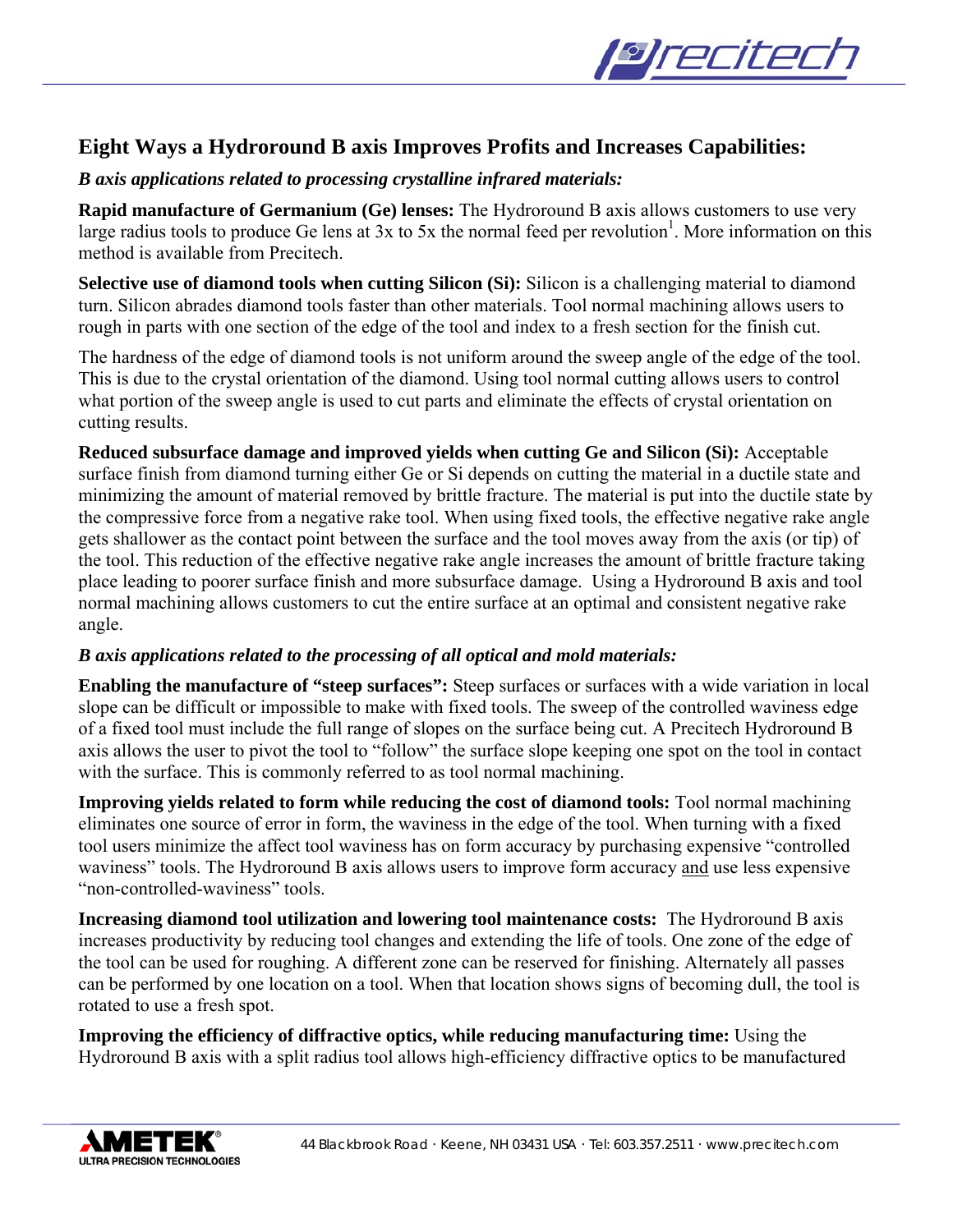## Eight Ways a Hydroround B axis Improves Profits and Increases Capabilities:

*B axis applications related to processing crystalline infrared materials:*

**Rapid manufacture of Germanium (Ge) lenses:** The Hydroround B axis allows customers to use very large radius tools to produce Ge lens at 3x to 5x the normal feed per revolution[1]. More information on this method is available from Precitech.

**Selective use of diamond tools when cutting Silicon (Si):** Silicon is a challenging material to diamond turn. Silicon abrades diamond tools faster than other materials. Tool normal machining allows users to rough in parts with one section of the edge of the tool and index to a fresh section for the finish cut.

The hardness of the edge of diamond tools is not uniform around the sweep angle of the edge of the tool. This is due to the crystal orientation of the diamond. Using tool normal cutting allows users to control what portion of the sweep angle is used to cut parts and eliminate the effects of crystal orientation on cutting results.

**Reduced subsurface damage and improved yields when cutting Ge and Silicon (Si):** Acceptable surface finish from diamond turning either Ge or Si depends on cutting the material in a ductile state and minimizing the amount of material removed by brittle fracture. The material is put into the ductile state by the compressive force from a negative rake tool. When using fixed tools, the effective negative rake angle gets shallower as the contact point between the surface and the tool moves away from the axis (or tip) of the tool. This reduction of the effective negative rake angle increases the amount of brittle fracture taking place leading to poorer surface finish and more subsurface damage. Using a Hydroround B axis and tool normal machining allows customers to cut the entire surface at an optimal and consistent negative rake angle.

*B axis applications related to the processing of all optical and mold materials:*

**Enabling the manufacture of "steep surfaces":** Steep surfaces or surfaces with a wide variation in local slope can be difficult or impossible to make with fixed tools. The sweep of the controlled waviness edge of a fixed tool must include the full range of slopes on the surface being cut. A Precitech Hydroround B axis allows the user to pivot the tool to "follow" the surface slope keeping one spot on the tool in contact with the surface. This is commonly referred to as tool normal machining.

**Improving yields related to form while reducing the cost of diamond tools:** Tool normal machining eliminates one source of error in form, the waviness in the edge of the tool. When turning with a fixed tool users minimize the affect tool waviness has on form accuracy by purchasing expensive "controlled waviness" tools. The Hydroround B axis allows users to improve form accuracy <u>and</u> use less expensive "non-controlled-waviness" tools.

**Increasing diamond tool utilization and lowering tool maintenance costs:** The Hydroround B axis increases productivity by reducing tool changes and extending the life of tools. One zone of the edge of the tool can be used for roughing. A different zone can be reserved for finishing. Alternately all passes can be performed by one location on a tool. When that location shows signs of becoming dull, the tool is rotated to use a fresh spot.

**Improving the efficiency of diffractive optics, while reducing manufacturing time:** Using the Hydroround B axis with a split radius tool allows high-efficiency diffractive optics to be manufactured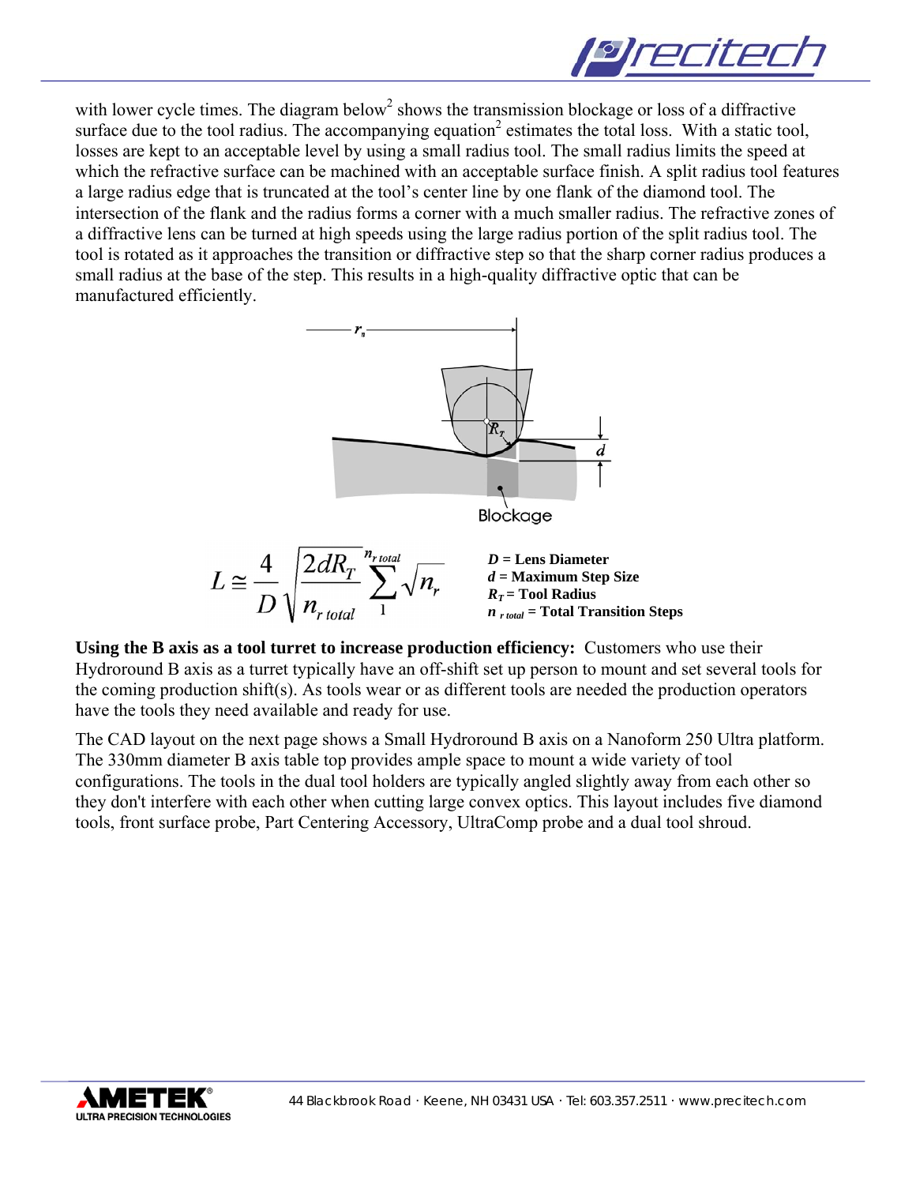with lower cycle times. The diagram below[2] shows the transmission blockage or loss of a diffractive surface due to the tool radius. The accompanying equation[2] estimates the total loss. With a static tool, losses are kept to an acceptable level by using a small radius tool. The small radius limits the speed at which the refractive surface can be machined with an acceptable surface finish. A split radius tool features a large radius edge that is truncated at the tool's center line by one flank of the diamond tool. The intersection of the flank and the radius forms a corner with a much smaller radius. The refractive zones of a diffractive lens can be turned at high speeds using the large radius portion of the split radius tool. The tool is rotated as it approaches the transition or diffractive step so that the sharp corner radius produces a small radius at the base of the step. This results in a high-quality diffractive optic that can be manufactured efficiently.

$$L \cong \frac{4}{D}\sqrt{\frac{2dR_T}{n_{r\,total}}}\sum_{1}^{n_{r\,total}}\sqrt{n_r}$$

***D*** **= Lens Diameter**
***d*** **= Maximum Step Size**
**$R_T$ = Tool Radius**
**$n_{r\,total}$ = Total Transition Steps**

**Using the B axis as a tool turret to increase production efficiency:** Customers who use their Hydroround B axis as a turret typically have an off-shift set up person to mount and set several tools for the coming production shift(s). As tools wear or as different tools are needed the production operators have the tools they need available and ready for use.

The CAD layout on the next page shows a Small Hydroround B axis on a Nanoform 250 Ultra platform. The 330mm diameter B axis table top provides ample space to mount a wide variety of tool configurations. The tools in the dual tool holders are typically angled slightly away from each other so they don't interfere with each other when cutting large convex optics. This layout includes five diamond tools, front surface probe, Part Centering Accessory, UltraComp probe and a dual tool shroud.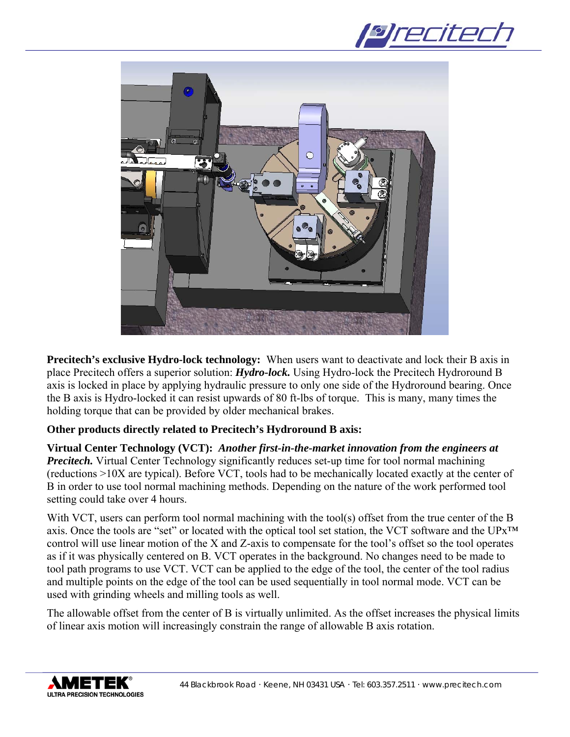**Precitech's exclusive Hydro-lock technology:** When users want to deactivate and lock their B axis in place Precitech offers a superior solution: ***Hydro-lock.*** Using Hydro-lock the Precitech Hydroround B axis is locked in place by applying hydraulic pressure to only one side of the Hydroround bearing. Once the B axis is Hydro-locked it can resist upwards of 80 ft-lbs of torque. This is many, many times the holding torque that can be provided by older mechanical brakes.

**Other products directly related to Precitech's Hydroround B axis:**

**Virtual Center Technology (VCT):** ***Another first-in-the-market innovation from the engineers at Precitech.*** Virtual Center Technology significantly reduces set-up time for tool normal machining (reductions >10X are typical). Before VCT, tools had to be mechanically located exactly at the center of B in order to use tool normal machining methods. Depending on the nature of the work performed tool setting could take over 4 hours.

With VCT, users can perform tool normal machining with the tool(s) offset from the true center of the B axis. Once the tools are "set" or located with the optical tool set station, the VCT software and the UPx™ control will use linear motion of the X and Z-axis to compensate for the tool's offset so the tool operates as if it was physically centered on B. VCT operates in the background. No changes need to be made to tool path programs to use VCT. VCT can be applied to the edge of the tool, the center of the tool radius and multiple points on the edge of the tool can be used sequentially in tool normal mode. VCT can be used with grinding wheels and milling tools as well.

The allowable offset from the center of B is virtually unlimited. As the offset increases the physical limits of linear axis motion will increasingly constrain the range of allowable B axis rotation.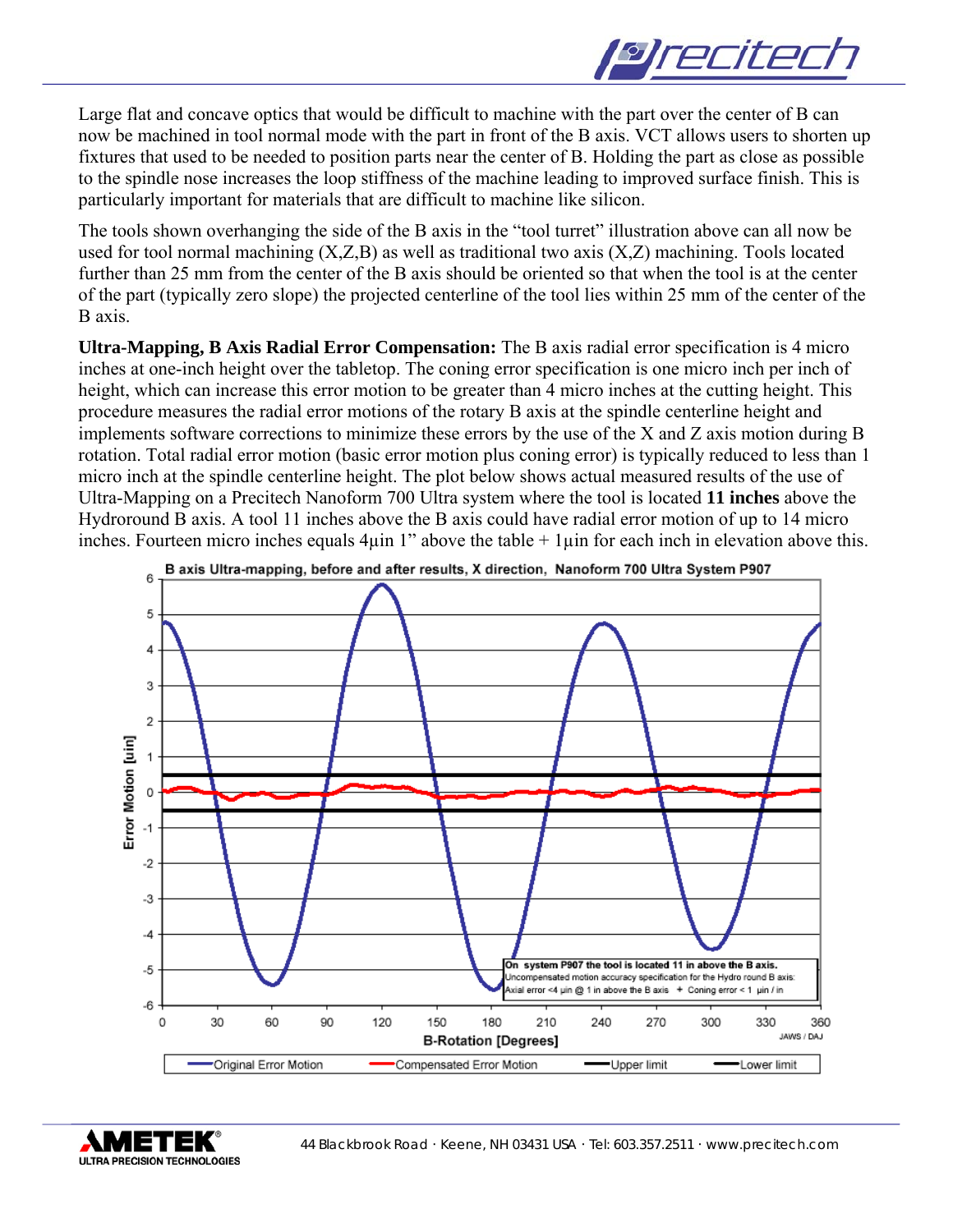Large flat and concave optics that would be difficult to machine with the part over the center of B can now be machined in tool normal mode with the part in front of the B axis. VCT allows users to shorten up fixtures that used to be needed to position parts near the center of B. Holding the part as close as possible to the spindle nose increases the loop stiffness of the machine leading to improved surface finish. This is particularly important for materials that are difficult to machine like silicon.

The tools shown overhanging the side of the B axis in the "tool turret" illustration above can all now be used for tool normal machining (X,Z,B) as well as traditional two axis (X,Z) machining. Tools located further than 25 mm from the center of the B axis should be oriented so that when the tool is at the center of the part (typically zero slope) the projected centerline of the tool lies within 25 mm of the center of the B axis.

**Ultra-Mapping, B Axis Radial Error Compensation:** The B axis radial error specification is 4 micro inches at one-inch height over the tabletop. The coning error specification is one micro inch per inch of height, which can increase this error motion to be greater than 4 micro inches at the cutting height. This procedure measures the radial error motions of the rotary B axis at the spindle centerline height and implements software corrections to minimize these errors by the use of the X and Z axis motion during B rotation. Total radial error motion (basic error motion plus coning error) is typically reduced to less than 1 micro inch at the spindle centerline height. The plot below shows actual measured results of the use of Ultra-Mapping on a Precitech Nanoform 700 Ultra system where the tool is located **11 inches** above the Hydroround B axis. A tool 11 inches above the B axis could have radial error motion of up to 14 micro inches. Fourteen micro inches equals 4µin 1" above the table + 1µin for each inch in elevation above this.

**B axis Ultra-mapping, before and after results, X direction, Nanoform 700 Ultra System P907**

On system P907 the tool is located 11 in above the B axis.
Uncompensated motion accuracy specification for the Hydro round B axis:
Axial error <4 µin @ 1 in above the B axis + Coning error < 1 µin / in

Y-axis: Error Motion [uin]; X-axis: B-Rotation [Degrees]

Legend: Original Error Motion, Compensated Error Motion, Upper limit, Lower limit

JAWS / DAJ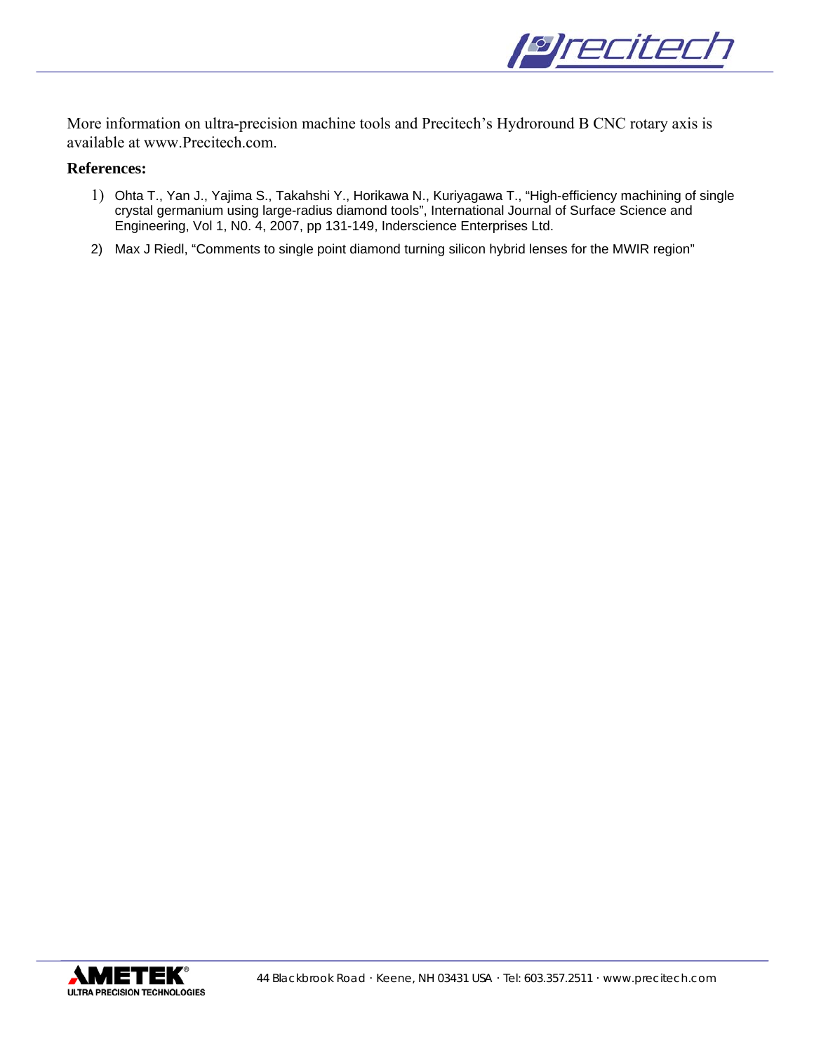More information on ultra-precision machine tools and Precitech's Hydroround B CNC rotary axis is available at www.Precitech.com.

**References:**

1) Ohta T., Yan J., Yajima S., Takahshi Y., Horikawa N., Kuriyagawa T., "High-efficiency machining of single crystal germanium using large-radius diamond tools", International Journal of Surface Science and Engineering, Vol 1, N0. 4, 2007, pp 131-149, Inderscience Enterprises Ltd.
2) Max J Riedl, "Comments to single point diamond turning silicon hybrid lenses for the MWIR region"